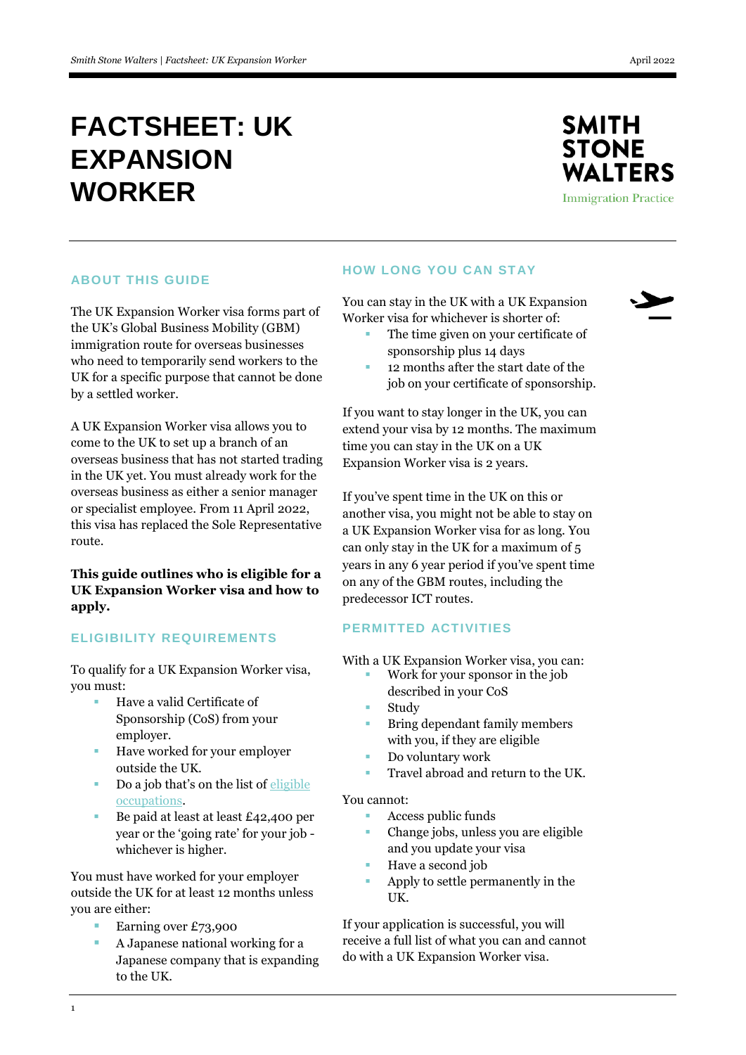# FACTSHEET: UK EXPANSION WORKER

SMITH STONE WALTERS
Immigration Practice

## ABOUT THIS GUIDE

The UK Expansion Worker visa forms part of the UK's Global Business Mobility (GBM) immigration route for overseas businesses who need to temporarily send workers to the UK for a specific purpose that cannot be done by a settled worker.

A UK Expansion Worker visa allows you to come to the UK to set up a branch of an overseas business that has not started trading in the UK yet. You must already work for the overseas business as either a senior manager or specialist employee. From 11 April 2022, this visa has replaced the Sole Representative route.

**This guide outlines who is eligible for a UK Expansion Worker visa and how to apply.**

## ELIGIBILITY REQUIREMENTS

To qualify for a UK Expansion Worker visa, you must:

- Have a valid Certificate of Sponsorship (CoS) from your employer.
- Have worked for your employer outside the UK.
- Do a job that's on the list of eligible occupations.
- Be paid at least at least £42,400 per year or the 'going rate' for your job - whichever is higher.

You must have worked for your employer outside the UK for at least 12 months unless you are either:

- Earning over £73,900
- A Japanese national working for a Japanese company that is expanding to the UK.

## HOW LONG YOU CAN STAY

You can stay in the UK with a UK Expansion Worker visa for whichever is shorter of:

- The time given on your certificate of sponsorship plus 14 days
- 12 months after the start date of the job on your certificate of sponsorship.

If you want to stay longer in the UK, you can extend your visa by 12 months. The maximum time you can stay in the UK on a UK Expansion Worker visa is 2 years.

If you've spent time in the UK on this or another visa, you might not be able to stay on a UK Expansion Worker visa for as long. You can only stay in the UK for a maximum of 5 years in any 6 year period if you've spent time on any of the GBM routes, including the predecessor ICT routes.

## PERMITTED ACTIVITIES

With a UK Expansion Worker visa, you can:

- Work for your sponsor in the job described in your CoS
- Study
- Bring dependant family members with you, if they are eligible
- Do voluntary work
- Travel abroad and return to the UK.

You cannot:

- Access public funds
- Change jobs, unless you are eligible and you update your visa
- Have a second job
- Apply to settle permanently in the UK.

If your application is successful, you will receive a full list of what you can and cannot do with a UK Expansion Worker visa.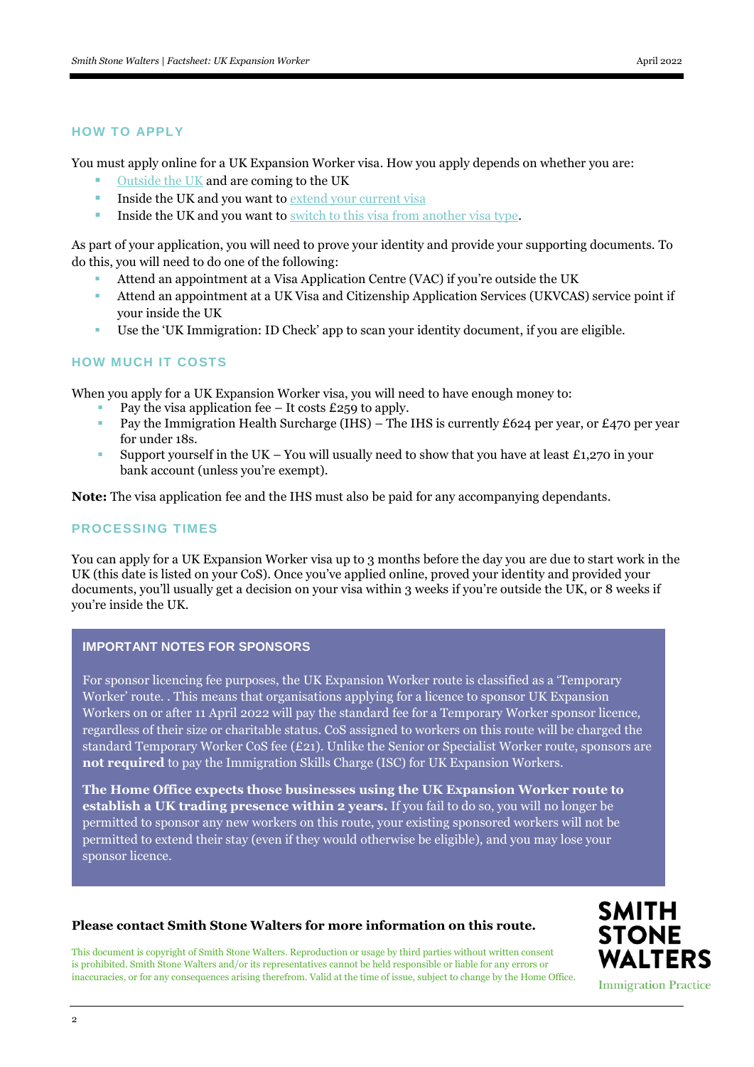## HOW TO APPLY

You must apply online for a UK Expansion Worker visa. How you apply depends on whether you are:

- Outside the UK and are coming to the UK
- Inside the UK and you want to extend your current visa
- Inside the UK and you want to switch to this visa from another visa type.

As part of your application, you will need to prove your identity and provide your supporting documents. To do this, you will need to do one of the following:

- Attend an appointment at a Visa Application Centre (VAC) if you're outside the UK
- Attend an appointment at a UK Visa and Citizenship Application Services (UKVCAS) service point if your inside the UK
- Use the 'UK Immigration: ID Check' app to scan your identity document, if you are eligible.

## HOW MUCH IT COSTS

When you apply for a UK Expansion Worker visa, you will need to have enough money to:

- Pay the visa application fee – It costs £259 to apply.
- Pay the Immigration Health Surcharge (IHS) – The IHS is currently £624 per year, or £470 per year for under 18s.
- Support yourself in the UK – You will usually need to show that you have at least £1,270 in your bank account (unless you're exempt).

**Note:** The visa application fee and the IHS must also be paid for any accompanying dependants.

## PROCESSING TIMES

You can apply for a UK Expansion Worker visa up to 3 months before the day you are due to start work in the UK (this date is listed on your CoS). Once you've applied online, proved your identity and provided your documents, you'll usually get a decision on your visa within 3 weeks if you're outside the UK, or 8 weeks if you're inside the UK.

### IMPORTANT NOTES FOR SPONSORS

For sponsor licencing fee purposes, the UK Expansion Worker route is classified as a 'Temporary Worker' route. . This means that organisations applying for a licence to sponsor UK Expansion Workers on or after 11 April 2022 will pay the standard fee for a Temporary Worker sponsor licence, regardless of their size or charitable status. CoS assigned to workers on this route will be charged the standard Temporary Worker CoS fee (£21). Unlike the Senior or Specialist Worker route, sponsors are **not required** to pay the Immigration Skills Charge (ISC) for UK Expansion Workers.

**The Home Office expects those businesses using the UK Expansion Worker route to establish a UK trading presence within 2 years.** If you fail to do so, you will no longer be permitted to sponsor any new workers on this route, your existing sponsored workers will not be permitted to extend their stay (even if they would otherwise be eligible), and you may lose your sponsor licence.

**Please contact Smith Stone Walters for more information on this route.**

This document is copyright of Smith Stone Walters. Reproduction or usage by third parties without written consent is prohibited. Smith Stone Walters and/or its representatives cannot be held responsible or liable for any errors or inaccuracies, or for any consequences arising therefrom. Valid at the time of issue, subject to change by the Home Office.

SMITH STONE WALTERS
Immigration Practice